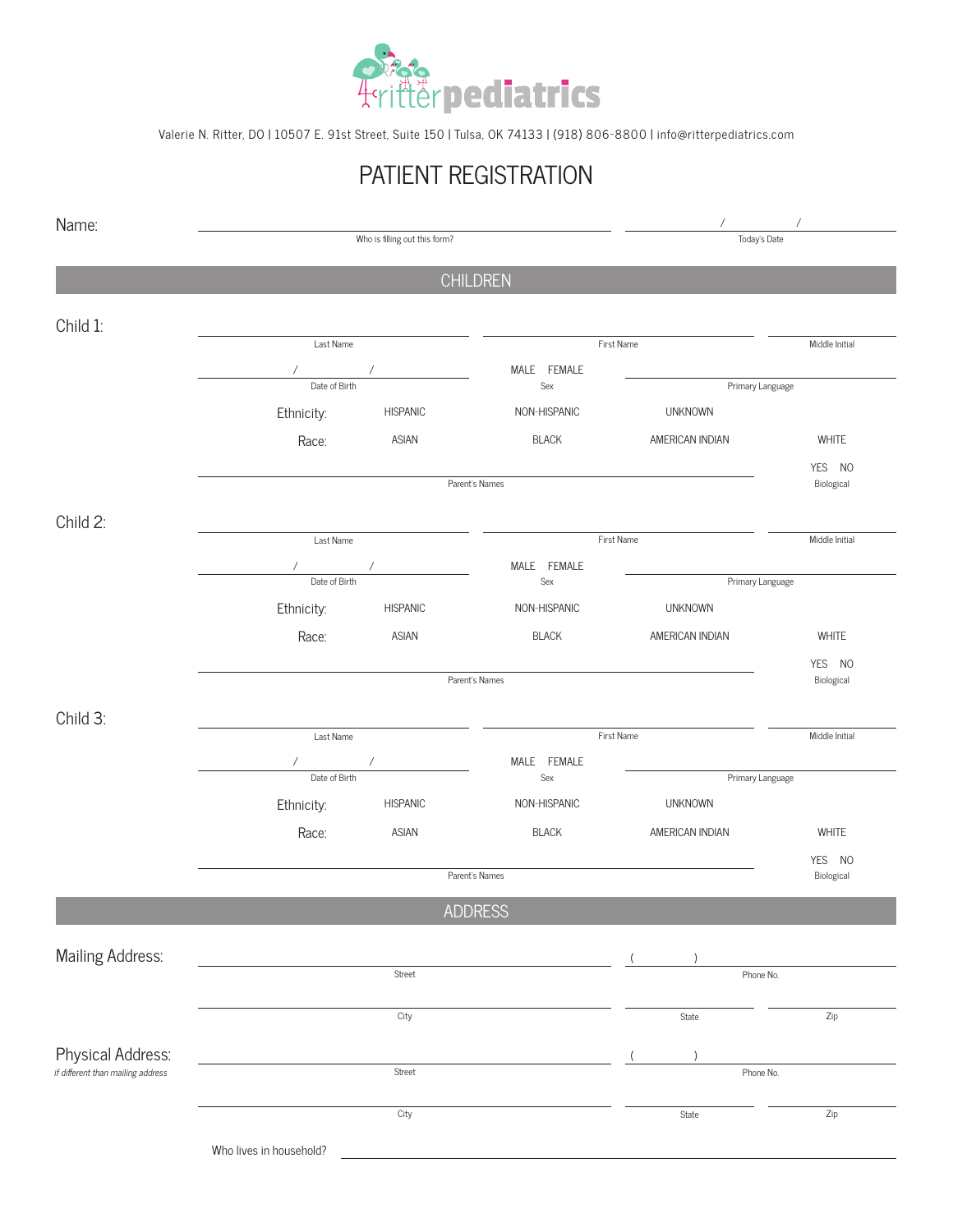# ritter pediatrics

Valerie N. Ritter, DO | 10507 E. 91st Street, Suite 150 | Tulsa, OK 74133 | (918) 806-8800 | info@ritterpediatrics.com

## PATIENT REGISTRATION

Name: ______________________________ (Who is filling out this form?)    ____ / ____ / ____ (Today's Date)

## CHILDREN

**Child 1:**

______________ (Last Name)    ______________ (First Name)    ______ (Middle Initial)

____ / ____ / ____ (Date of Birth)    MALE   FEMALE (Sex)    ______________ (Primary Language)

Ethnicity: HISPANIC    NON-HISPANIC    UNKNOWN

Race: ASIAN    BLACK    AMERICAN INDIAN    WHITE

______________________________ (Parent's Names)    YES   NO (Biological)

**Child 2:**

______________ (Last Name)    ______________ (First Name)    ______ (Middle Initial)

____ / ____ / ____ (Date of Birth)    MALE   FEMALE (Sex)    ______________ (Primary Language)

Ethnicity: HISPANIC    NON-HISPANIC    UNKNOWN

Race: ASIAN    BLACK    AMERICAN INDIAN    WHITE

______________________________ (Parent's Names)    YES   NO (Biological)

**Child 3:**

______________ (Last Name)    ______________ (First Name)    ______ (Middle Initial)

____ / ____ / ____ (Date of Birth)    MALE   FEMALE (Sex)    ______________ (Primary Language)

Ethnicity: HISPANIC    NON-HISPANIC    UNKNOWN

Race: ASIAN    BLACK    AMERICAN INDIAN    WHITE

______________________________ (Parent's Names)    YES   NO (Biological)

## ADDRESS

**Mailing Address:**

______________________________ (Street)    (      ) __________ (Phone No.)

______________________________ (City)    __________ (State)    __________ (Zip)

**Physical Address:**
*if different than mailing address*

______________________________ (Street)    (      ) __________ (Phone No.)

______________________________ (City)    __________ (State)    __________ (Zip)

Who lives in household? ______________________________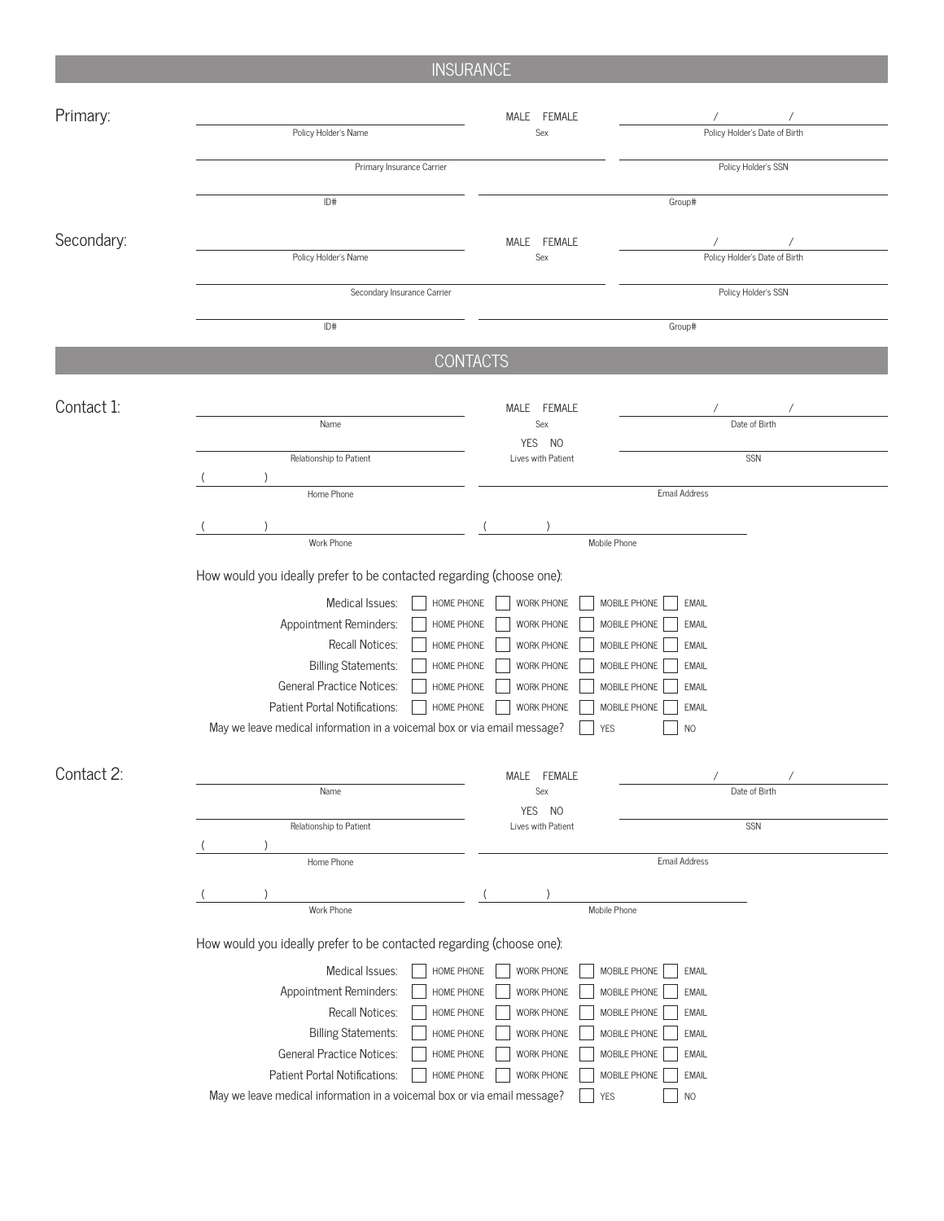## INSURANCE

**Primary:**

| | | |
|---|---|---|
| Policy Holder's Name | Sex: MALE FEMALE | Policy Holder's Date of Birth: / / |
| Primary Insurance Carrier | | Policy Holder's SSN |
| ID# | Group# | |

**Secondary:**

| | | |
|---|---|---|
| Policy Holder's Name | Sex: MALE FEMALE | Policy Holder's Date of Birth: / / |
| Secondary Insurance Carrier | | Policy Holder's SSN |
| ID# | Group# | |

## CONTACTS

**Contact 1:**

| | | |
|---|---|---|
| Name | Sex: MALE FEMALE | Date of Birth: / / |
| Relationship to Patient | Lives with Patient: YES NO | SSN |
| Home Phone: ( ) | Email Address | |
| Work Phone: ( ) | Mobile Phone: ( ) | |

How would you ideally prefer to be contacted regarding (choose one):

| | | | | |
|---|---|---|---|---|
| Medical Issues: | ☐ HOME PHONE | ☐ WORK PHONE | ☐ MOBILE PHONE | ☐ EMAIL |
| Appointment Reminders: | ☐ HOME PHONE | ☐ WORK PHONE | ☐ MOBILE PHONE | ☐ EMAIL |
| Recall Notices: | ☐ HOME PHONE | ☐ WORK PHONE | ☐ MOBILE PHONE | ☐ EMAIL |
| Billing Statements: | ☐ HOME PHONE | ☐ WORK PHONE | ☐ MOBILE PHONE | ☐ EMAIL |
| General Practice Notices: | ☐ HOME PHONE | ☐ WORK PHONE | ☐ MOBILE PHONE | ☐ EMAIL |
| Patient Portal Notifications: | ☐ HOME PHONE | ☐ WORK PHONE | ☐ MOBILE PHONE | ☐ EMAIL |

May we leave medical information in a voicemail box or via email message? ☐ YES ☐ NO

**Contact 2:**

| | | |
|---|---|---|
| Name | Sex: MALE FEMALE | Date of Birth: / / |
| Relationship to Patient | Lives with Patient: YES NO | SSN |
| Home Phone: ( ) | Email Address | |
| Work Phone: ( ) | Mobile Phone: ( ) | |

How would you ideally prefer to be contacted regarding (choose one):

| | | | | |
|---|---|---|---|---|
| Medical Issues: | ☐ HOME PHONE | ☐ WORK PHONE | ☐ MOBILE PHONE | ☐ EMAIL |
| Appointment Reminders: | ☐ HOME PHONE | ☐ WORK PHONE | ☐ MOBILE PHONE | ☐ EMAIL |
| Recall Notices: | ☐ HOME PHONE | ☐ WORK PHONE | ☐ MOBILE PHONE | ☐ EMAIL |
| Billing Statements: | ☐ HOME PHONE | ☐ WORK PHONE | ☐ MOBILE PHONE | ☐ EMAIL |
| General Practice Notices: | ☐ HOME PHONE | ☐ WORK PHONE | ☐ MOBILE PHONE | ☐ EMAIL |
| Patient Portal Notifications: | ☐ HOME PHONE | ☐ WORK PHONE | ☐ MOBILE PHONE | ☐ EMAIL |

May we leave medical information in a voicemail box or via email message? ☐ YES ☐ NO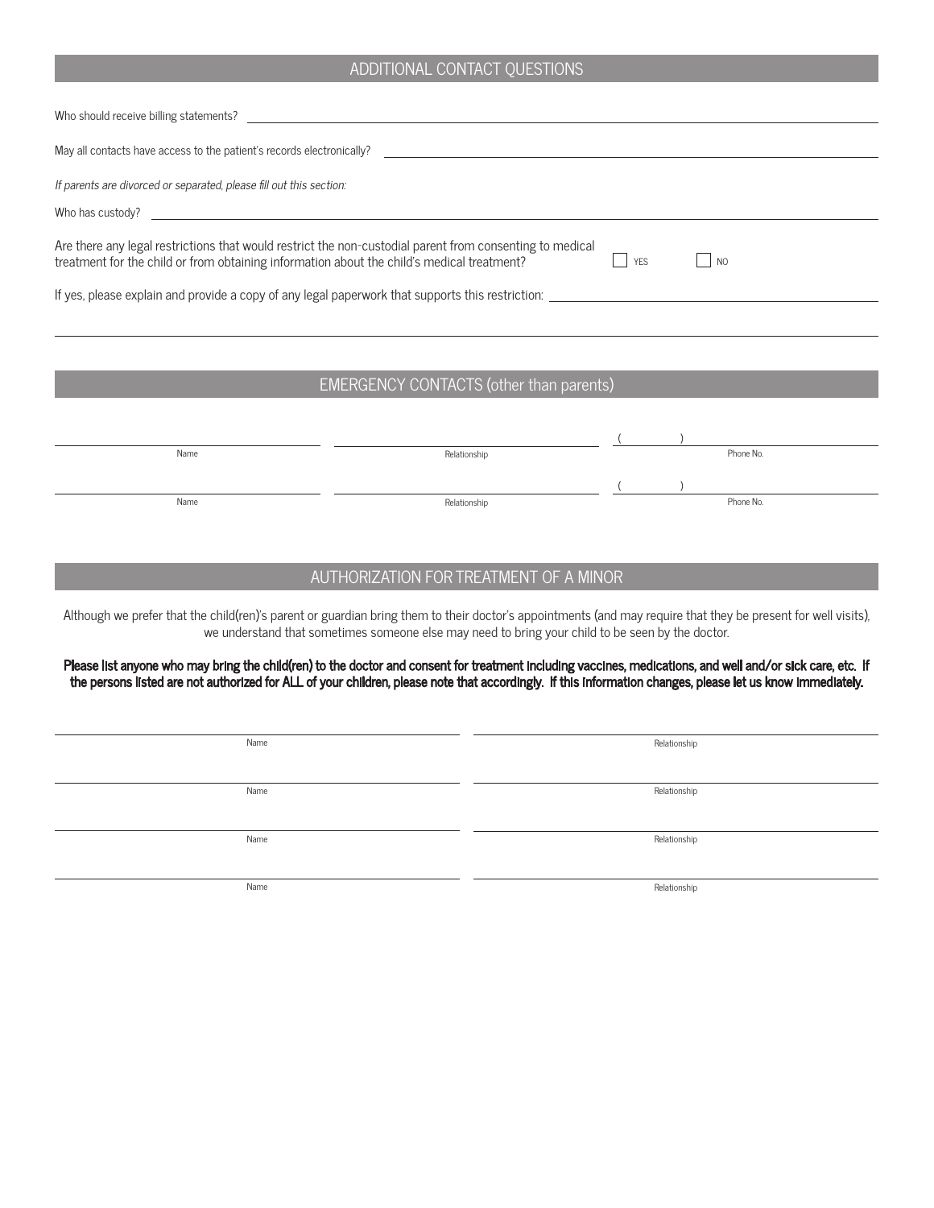## ADDITIONAL CONTACT QUESTIONS

Who should receive billing statements? ______________________________

May all contacts have access to the patient's records electronically? ______________________________

*If parents are divorced or separated, please fill out this section:*

Who has custody? ______________________________

Are there any legal restrictions that would restrict the non-custodial parent from consenting to medical treatment for the child or from obtaining information about the child's medical treatment? ☐ YES ☐ NO

If yes, please explain and provide a copy of any legal paperwork that supports this restriction: ______________________________

______________________________

## EMERGENCY CONTACTS (other than parents)

| Name | Relationship | Phone No. |
|---|---|---|
| | | ( ) |
| | | ( ) |

## AUTHORIZATION FOR TREATMENT OF A MINOR

Although we prefer that the child(ren)'s parent or guardian bring them to their doctor's appointments (and may require that they be present for well visits), we understand that sometimes someone else may need to bring your child to be seen by the doctor.

**Please list anyone who may bring the child(ren) to the doctor and consent for treatment including vaccines, medications, and well and/or sick care, etc. If the persons listed are not authorized for ALL of your children, please note that accordingly. If this information changes, please let us know immediately.**

| Name | Relationship |
|---|---|
| | |
| | |
| | |
| | |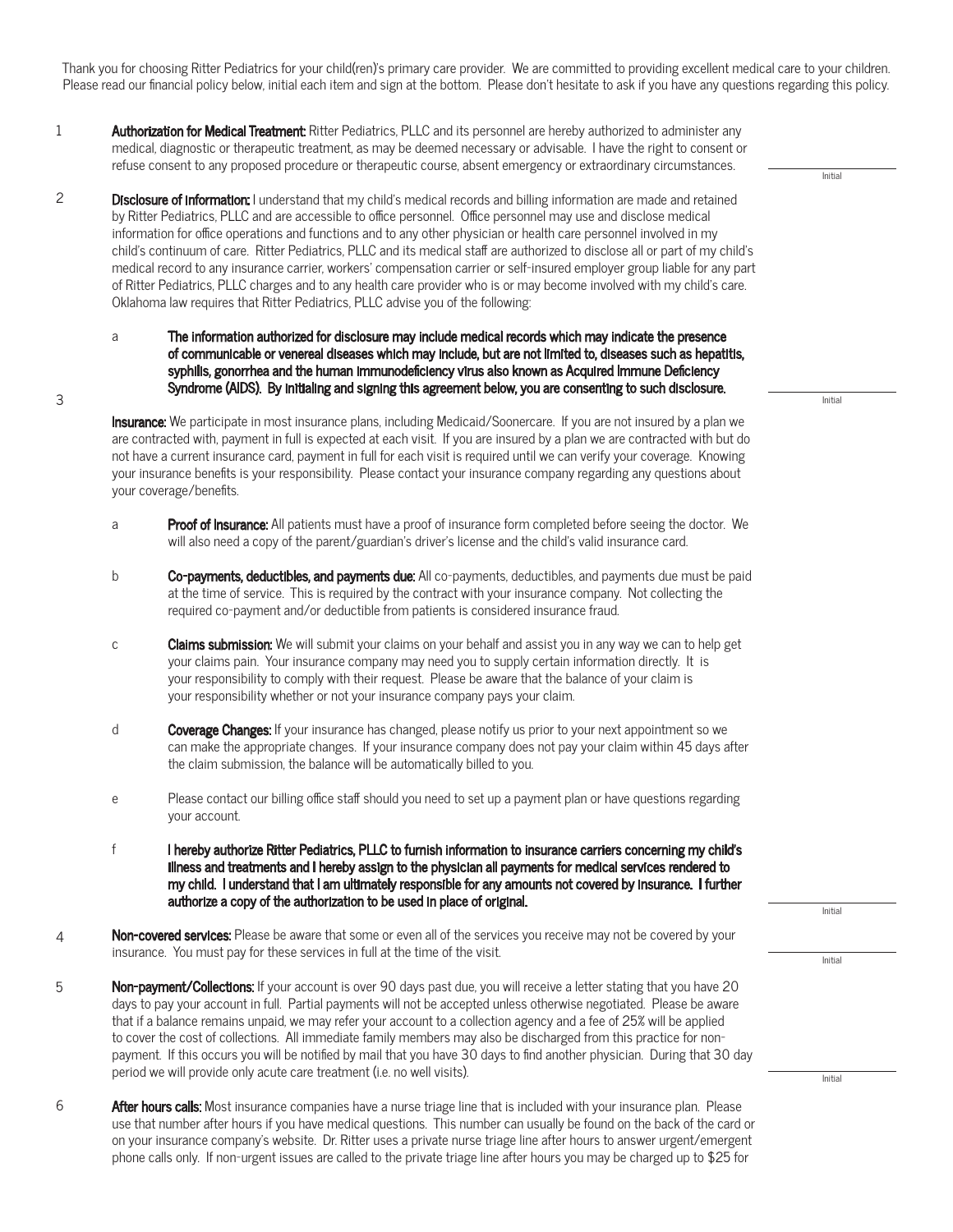Thank you for choosing Ritter Pediatrics for your child(ren)'s primary care provider. We are committed to providing excellent medical care to your children. Please read our financial policy below, initial each item and sign at the bottom. Please don't hesitate to ask if you have any questions regarding this policy.

1. **Authorization for Medical Treatment:** Ritter Pediatrics, PLLC and its personnel are hereby authorized to administer any medical, diagnostic or therapeutic treatment, as may be deemed necessary or advisable. I have the right to consent or refuse consent to any proposed procedure or therapeutic course, absent emergency or extraordinary circumstances.

   ______ Initial

2. **Disclosure of Information:** I understand that my child's medical records and billing information are made and retained by Ritter Pediatrics, PLLC and are accessible to office personnel. Office personnel may use and disclose medical information for office operations and functions and to any other physician or health care personnel involved in my child's continuum of care. Ritter Pediatrics, PLLC and its medical staff are authorized to disclose all or part of my child's medical record to any insurance carrier, workers' compensation carrier or self-insured employer group liable for any part of Ritter Pediatrics, PLLC charges and to any health care provider who is or may become involved with my child's care. Oklahoma law requires that Ritter Pediatrics, PLLC advise you of the following:

   a. **The information authorized for disclosure may include medical records which may indicate the presence of communicable or venereal diseases which may include, but are not limited to, diseases such as hepatitis, syphilis, gonorrhea and the human immunodeficiency virus also known as Acquired Immune Deficiency Syndrome (AIDS). By initialing and signing this agreement below, you are consenting to such disclosure.**

   ______ Initial

3. **Insurance:** We participate in most insurance plans, including Medicaid/Soonercare. If you are not insured by a plan we are contracted with, payment in full is expected at each visit. If you are insured by a plan we are contracted with but do not have a current insurance card, payment in full for each visit is required until we can verify your coverage. Knowing your insurance benefits is your responsibility. Please contact your insurance company regarding any questions about your coverage/benefits.

   a. **Proof of Insurance:** All patients must have a proof of insurance form completed before seeing the doctor. We will also need a copy of the parent/guardian's driver's license and the child's valid insurance card.

   b. **Co-payments, deductibles, and payments due:** All co-payments, deductibles, and payments due must be paid at the time of service. This is required by the contract with your insurance company. Not collecting the required co-payment and/or deductible from patients is considered insurance fraud.

   c. **Claims submission:** We will submit your claims on your behalf and assist you in any way we can to help get your claims pain. Your insurance company may need you to supply certain information directly. It is your responsibility to comply with their request. Please be aware that the balance of your claim is your responsibility whether or not your insurance company pays your claim.

   d. **Coverage Changes:** If your insurance has changed, please notify us prior to your next appointment so we can make the appropriate changes. If your insurance company does not pay your claim within 45 days after the claim submission, the balance will be automatically billed to you.

   e. Please contact our billing office staff should you need to set up a payment plan or have questions regarding your account.

   f. **I hereby authorize Ritter Pediatrics, PLLC to furnish information to insurance carriers concerning my child's illness and treatments and I hereby assign to the physician all payments for medical services rendered to my child. I understand that I am ultimately responsible for any amounts not covered by insurance. I further authorize a copy of the authorization to be used in place of original.**

   ______ Initial

4. **Non-covered services:** Please be aware that some or even all of the services you receive may not be covered by your insurance. You must pay for these services in full at the time of the visit.

   ______ Initial

5. **Non-payment/Collections:** If your account is over 90 days past due, you will receive a letter stating that you have 20 days to pay your account in full. Partial payments will not be accepted unless otherwise negotiated. Please be aware that if a balance remains unpaid, we may refer your account to a collection agency and a fee of 25% will be applied to cover the cost of collections. All immediate family members may also be discharged from this practice for non-payment. If this occurs you will be notified by mail that you have 30 days to find another physician. During that 30 day period we will provide only acute care treatment (i.e. no well visits).

   ______ Initial

6. **After hours calls:** Most insurance companies have a nurse triage line that is included with your insurance plan. Please use that number after hours if you have medical questions. This number can usually be found on the back of the card or on your insurance company's website. Dr. Ritter uses a private nurse triage line after hours to answer urgent/emergent phone calls only. If non-urgent issues are called to the private triage line after hours you may be charged up to $25 for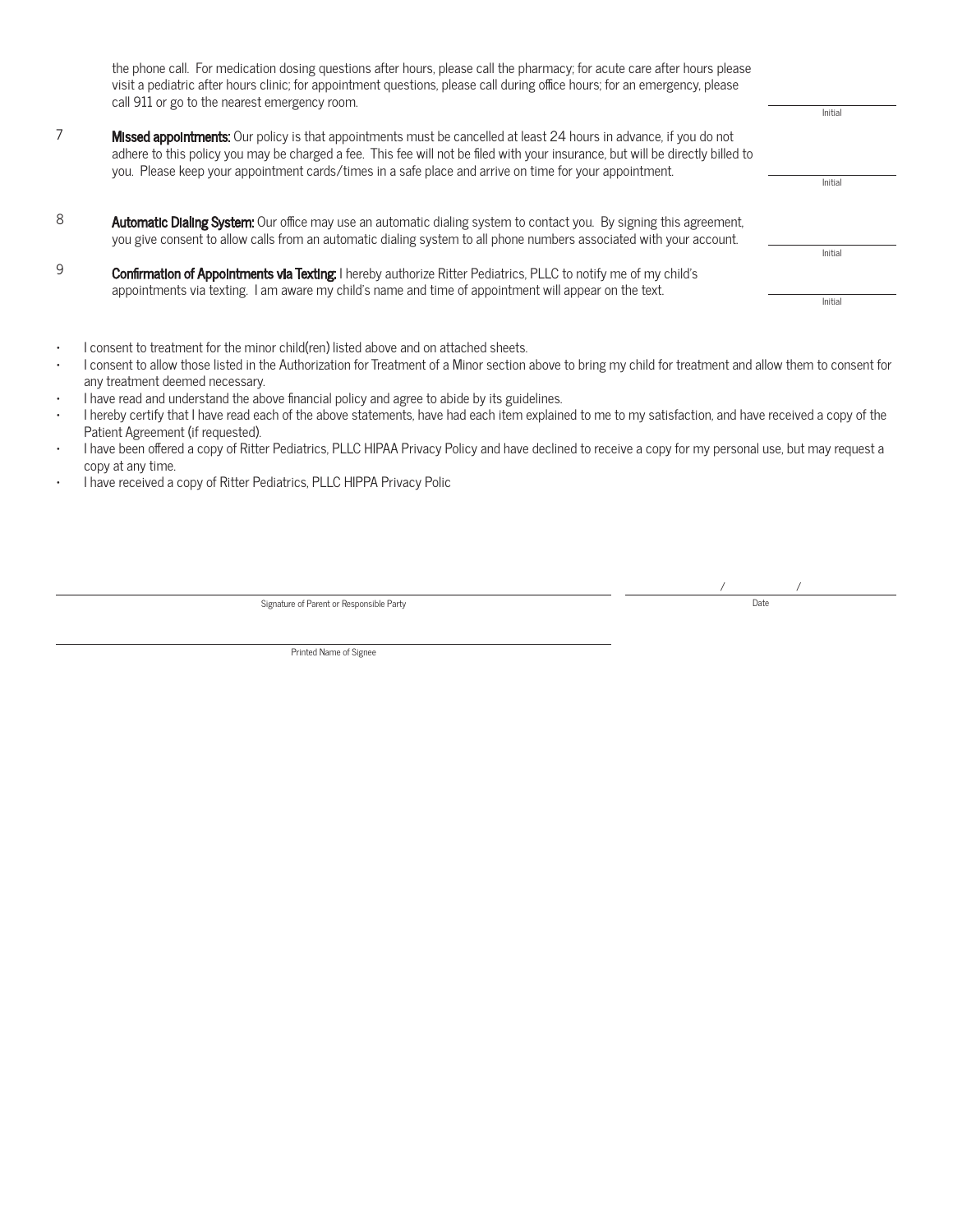the phone call. For medication dosing questions after hours, please call the pharmacy; for acute care after hours please visit a pediatric after hours clinic; for appointment questions, please call during office hours; for an emergency, please call 911 or go to the nearest emergency room.

_______________ Initial

7 **Missed appointments:** Our policy is that appointments must be cancelled at least 24 hours in advance, if you do not adhere to this policy you may be charged a fee. This fee will not be filed with your insurance, but will be directly billed to you. Please keep your appointment cards/times in a safe place and arrive on time for your appointment.

_______________ Initial

8 **Automatic Dialing System:** Our office may use an automatic dialing system to contact you. By signing this agreement, you give consent to allow calls from an automatic dialing system to all phone numbers associated with your account.

_______________ Initial

9 **Confirmation of Appointments via Texting:** I hereby authorize Ritter Pediatrics, PLLC to notify me of my child's appointments via texting. I am aware my child's name and time of appointment will appear on the text.

_______________ Initial

- I consent to treatment for the minor child(ren) listed above and on attached sheets.
- I consent to allow those listed in the Authorization for Treatment of a Minor section above to bring my child for treatment and allow them to consent for any treatment deemed necessary.
- I have read and understand the above financial policy and agree to abide by its guidelines.
- I hereby certify that I have read each of the above statements, have had each item explained to me to my satisfaction, and have received a copy of the Patient Agreement (if requested).
- I have been offered a copy of Ritter Pediatrics, PLLC HIPAA Privacy Policy and have declined to receive a copy for my personal use, but may request a copy at any time.
- I have received a copy of Ritter Pediatrics, PLLC HIPPA Privacy Polic

_______________________________________ Signature of Parent or Responsible Party

_____ / _____ / _____ Date

_______________________________________ Printed Name of Signee